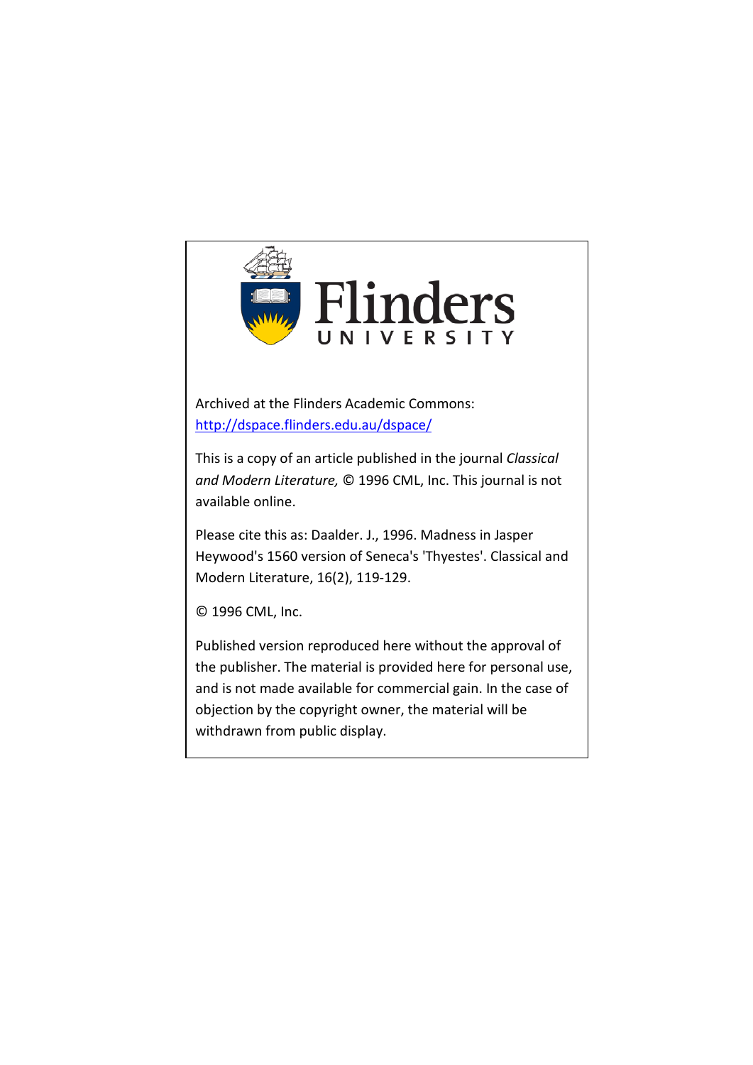Flinders UNIVERSITY

Archived at the Flinders Academic Commons: [http://dspace.flinders.edu.au/dspace/](http://dspace.flinders.edu.au/dspace/)

This is a copy of an article published in the journal *Classical and Modern Literature,* © 1996 CML, Inc. This journal is not available online.

Please cite this as: Daalder. J., 1996. Madness in Jasper Heywood's 1560 version of Seneca's 'Thyestes'. Classical and Modern Literature, 16(2), 119-129.

© 1996 CML, Inc.

Published version reproduced here without the approval of the publisher. The material is provided here for personal use, and is not made available for commercial gain. In the case of objection by the copyright owner, the material will be withdrawn from public display.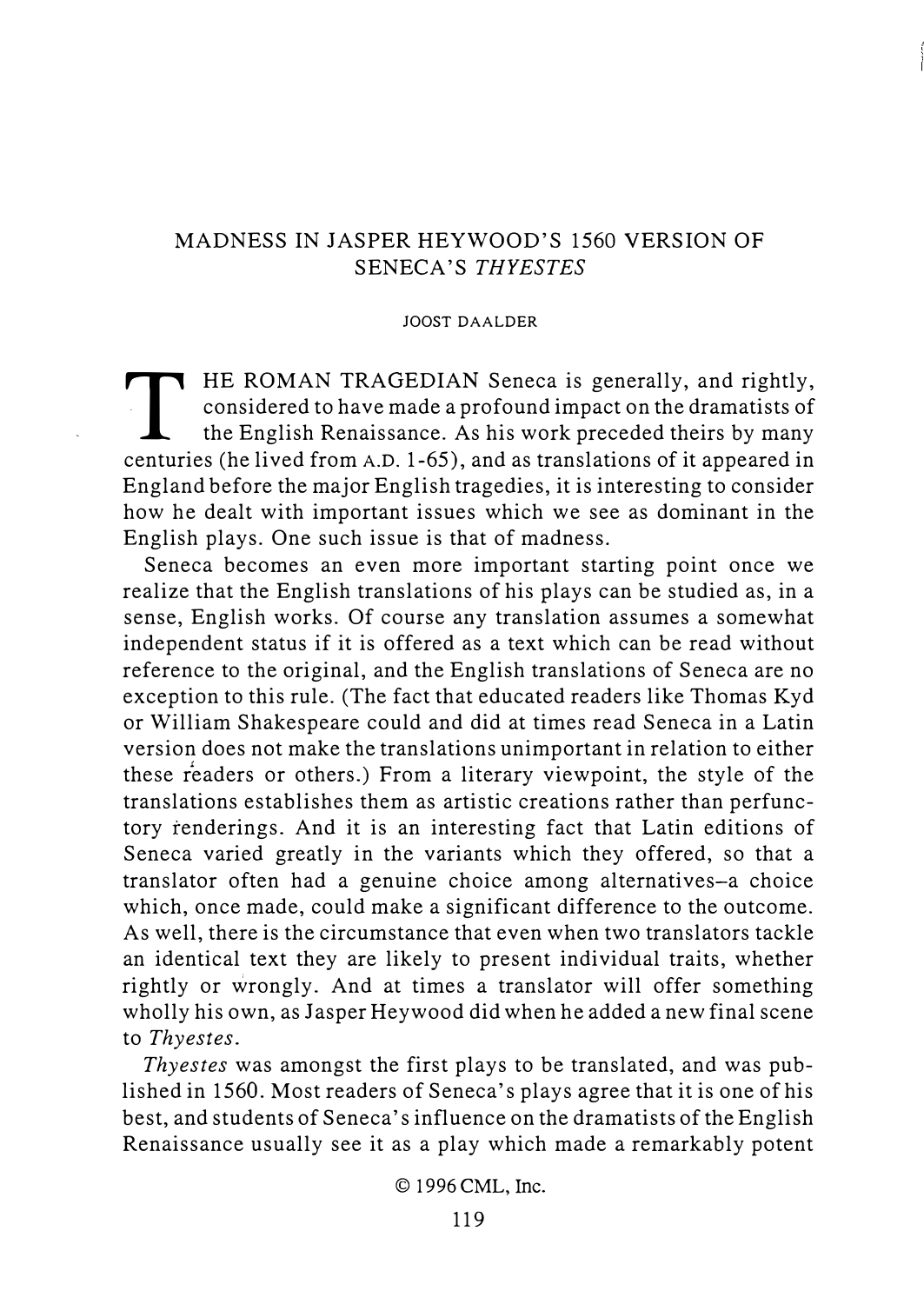# MADNESS IN JASPER HEYWOOD'S 1560 VERSION OF SENECA'S *THYESTES*

JOOST DAALDER

THE ROMAN TRAGEDIAN Seneca is generally, and rightly, considered to have made a profound impact on the dramatists of the English Renaissance. As his work preceded theirs by many centuries (he lived from A.D. 1-65), and as translations of it appeared in England before the major English tragedies, it is interesting to consider how he dealt with important issues which we see as dominant in the English plays. One such issue is that of madness.

Seneca becomes an even more important starting point once we realize that the English translations of his plays can be studied as, in a sense, English works. Of course any translation assumes a somewhat independent status if it is offered as a text which can be read without reference to the original, and the English translations of Seneca are no exception to this rule. (The fact that educated readers like Thomas Kyd or William Shakespeare could and did at times read Seneca in a Latin version does not make the translations unimportant in relation to either these readers or others.) From a literary viewpoint, the style of the translations establishes them as artistic creations rather than perfunctory renderings. And it is an interesting fact that Latin editions of Seneca varied greatly in the variants which they offered, so that a translator often had a genuine choice among alternatives–a choice which, once made, could make a significant difference to the outcome. As well, there is the circumstance that even when two translators tackle an identical text they are likely to present individual traits, whether rightly or wrongly. And at times a translator will offer something wholly his own, as Jasper Heywood did when he added a new final scene to *Thyestes*.

*Thyestes* was amongst the first plays to be translated, and was published in 1560. Most readers of Seneca's plays agree that it is one of his best, and students of Seneca's influence on the dramatists of the English Renaissance usually see it as a play which made a remarkably potent

© 1996 CML, Inc.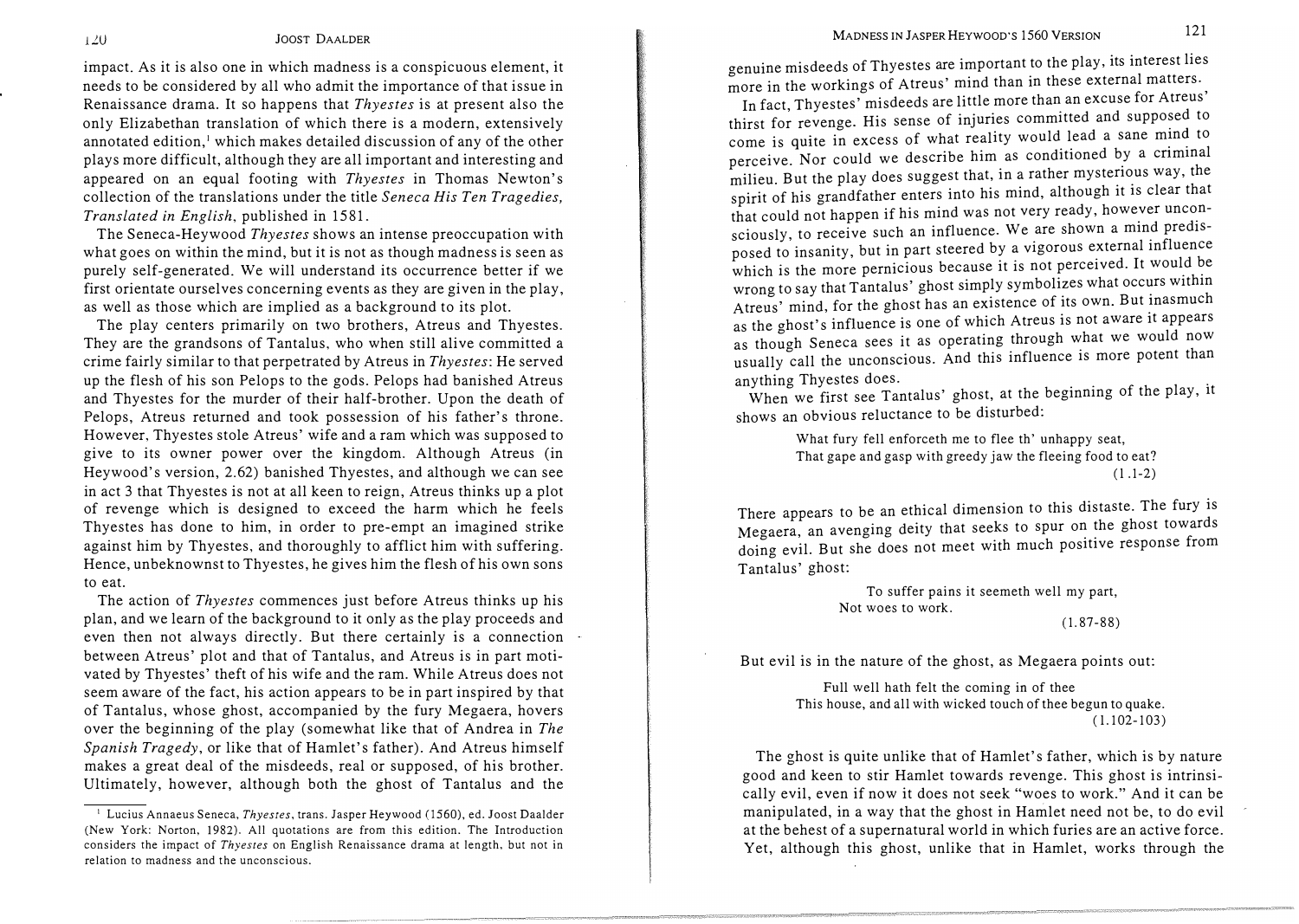impact. As it is also one in which madness is a conspicuous element, it needs to be considered by all who admit the importance of that issue in Renaissance drama. It so happens that *Thyestes* is at present also the only Elizabethan translation of which there is a modern, extensively annotated edition,[1] which makes detailed discussion of any of the other plays more difficult, although they are all important and interesting and appeared on an equal footing with *Thyestes* in Thomas Newton's collection of the translations under the title *Seneca His Ten Tragedies, Translated in English*, published in 1581.

The Seneca-Heywood *Thyestes* shows an intense preoccupation with what goes on within the mind, but it is not as though madness is seen as purely self-generated. We will understand its occurrence better if we first orientate ourselves concerning events as they are given in the play, as well as those which are implied as a background to its plot.

The play centers primarily on two brothers, Atreus and Thyestes. They are the grandsons of Tantalus, who when still alive committed a crime fairly similar to that perpetrated by Atreus in *Thyestes*: He served up the flesh of his son Pelops to the gods. Pelops had banished Atreus and Thyestes for the murder of their half-brother. Upon the death of Pelops, Atreus returned and took possession of his father's throne. However, Thyestes stole Atreus' wife and a ram which was supposed to give to its owner power over the kingdom. Although Atreus (in Heywood's version, 2.62) banished Thyestes, and although we can see in act 3 that Thyestes is not at all keen to reign, Atreus thinks up a plot of revenge which is designed to exceed the harm which he feels Thyestes has done to him, in order to pre-empt an imagined strike against him by Thyestes, and thoroughly to afflict him with suffering. Hence, unbeknownst to Thyestes, he gives him the flesh of his own sons to eat.

The action of *Thyestes* commences just before Atreus thinks up his plan, and we learn of the background to it only as the play proceeds and even then not always directly. But there certainly is a connection between Atreus' plot and that of Tantalus, and Atreus is in part motivated by Thyestes' theft of his wife and the ram. While Atreus does not seem aware of the fact, his action appears to be in part inspired by that of Tantalus, whose ghost, accompanied by the fury Megaera, hovers over the beginning of the play (somewhat like that of Andrea in *The Spanish Tragedy*, or like that of Hamlet's father). And Atreus himself makes a great deal of the misdeeds, real or supposed, of his brother. Ultimately, however, although both the ghost of Tantalus and the genuine misdeeds of Thyestes are important to the play, its interest lies more in the workings of Atreus' mind than in these external matters.

In fact, Thyestes' misdeeds are little more than an excuse for Atreus' thirst for revenge. His sense of injuries committed and supposed to come is quite in excess of what reality would lead a sane mind to perceive. Nor could we describe him as conditioned by a criminal milieu. But the play does suggest that, in a rather mysterious way, the spirit of his grandfather enters into his mind, although it is clear that that could not happen if his mind was not very ready, however unconsciously, to receive such an influence. We are shown a mind predisposed to insanity, but in part steered by a vigorous external influence which is the more pernicious because it is not perceived. It would be wrong to say that Tantalus' ghost simply symbolizes what occurs within Atreus' mind, for the ghost has an existence of its own. But inasmuch as the ghost's influence is one of which Atreus is not aware it appears as though Seneca sees it as operating through what we would now usually call the unconscious. And this influence is more potent than anything Thyestes does.

When we first see Tantalus' ghost, at the beginning of the play, it shows an obvious reluctance to be disturbed:

> What fury fell enforceth me to flee th' unhappy seat,
> That gape and gasp with greedy jaw the fleeing food to eat?
> (1.1-2)

There appears to be an ethical dimension to this distaste. The fury is Megaera, an avenging deity that seeks to spur on the ghost towards doing evil. But she does not meet with much positive response from Tantalus' ghost:

> To suffer pains it seemeth well my part,
> Not woes to work.
> (1.87-88)

But evil is in the nature of the ghost, as Megaera points out:

> Full well hath felt the coming in of thee
> This house, and all with wicked touch of thee begun to quake.
> (1.102-103)

The ghost is quite unlike that of Hamlet's father, which is by nature good and keen to stir Hamlet towards revenge. This ghost is intrinsically evil, even if now it does not seek "woes to work." And it can be manipulated, in a way that the ghost in Hamlet need not be, to do evil at the behest of a supernatural world in which furies are an active force. Yet, although this ghost, unlike that in Hamlet, works through the

---

[1] Lucius Annaeus Seneca, *Thyestes*, trans. Jasper Heywood (1560), ed. Joost Daalder (New York: Norton, 1982). All quotations are from this edition. The Introduction considers the impact of *Thyestes* on English Renaissance drama at length, but not in relation to madness and the unconscious.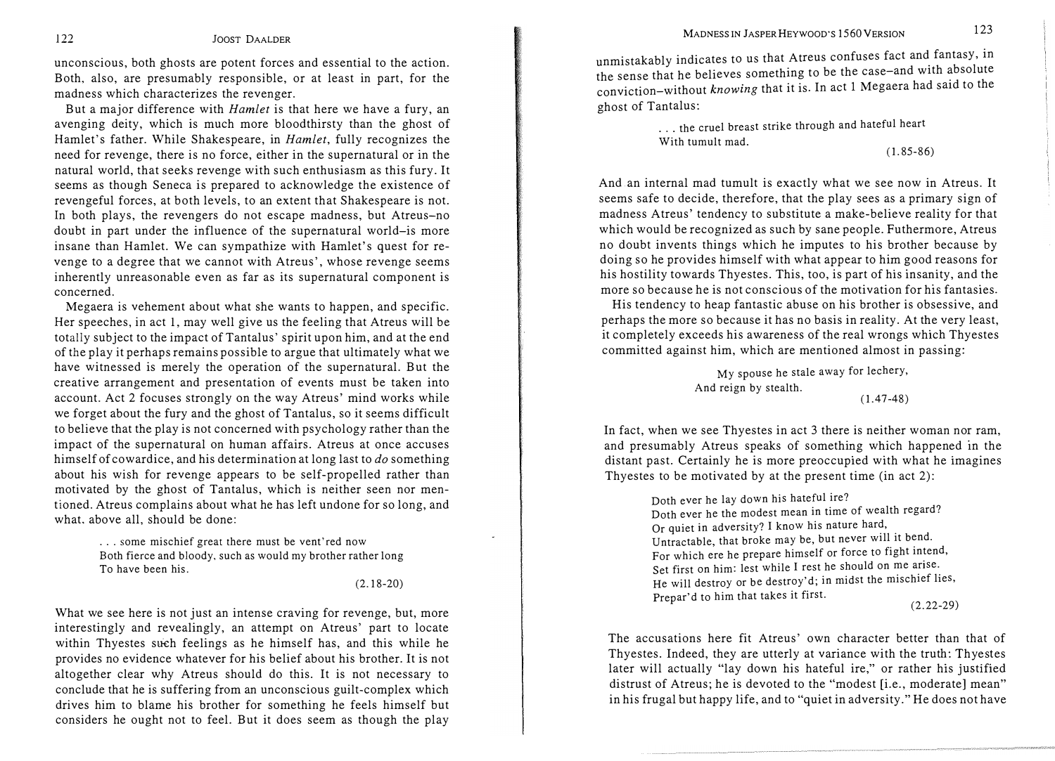unconscious, both ghosts are potent forces and essential to the action. Both, also, are presumably responsible, or at least in part, for the madness which characterizes the revenger.

But a major difference with *Hamlet* is that here we have a fury, an avenging deity, which is much more bloodthirsty than the ghost of Hamlet's father. While Shakespeare, in *Hamlet*, fully recognizes the need for revenge, there is no force, either in the supernatural or in the natural world, that seeks revenge with such enthusiasm as this fury. It seems as though Seneca is prepared to acknowledge the existence of revengeful forces, at both levels, to an extent that Shakespeare is not. In both plays, the revengers do not escape madness, but Atreus–no doubt in part under the influence of the supernatural world–is more insane than Hamlet. We can sympathize with Hamlet's quest for revenge to a degree that we cannot with Atreus', whose revenge seems inherently unreasonable even as far as its supernatural component is concerned.

Megaera is vehement about what she wants to happen, and specific. Her speeches, in act 1, may well give us the feeling that Atreus will be totally subject to the impact of Tantalus' spirit upon him, and at the end of the play it perhaps remains possible to argue that ultimately what we have witnessed is merely the operation of the supernatural. But the creative arrangement and presentation of events must be taken into account. Act 2 focuses strongly on the way Atreus' mind works while we forget about the fury and the ghost of Tantalus, so it seems difficult to believe that the play is not concerned with psychology rather than the impact of the supernatural on human affairs. Atreus at once accuses himself of cowardice, and his determination at long last to *do* something about his wish for revenge appears to be self-propelled rather than motivated by the ghost of Tantalus, which is neither seen nor mentioned. Atreus complains about what he has left undone for so long, and what, above all, should be done:

> . . . some mischief great there must be vent'red now
> Both fierce and bloody, such as would my brother rather long
> To have been his.
>
> (2.18-20)

What we see here is not just an intense craving for revenge, but, more interestingly and revealingly, an attempt on Atreus' part to locate within Thyestes such feelings as he himself has, and this while he provides no evidence whatever for his belief about his brother. It is not altogether clear why Atreus should do this. It is not necessary to conclude that he is suffering from an unconscious guilt-complex which drives him to blame his brother for something he feels himself but considers he ought not to feel. But it does seem as though the play unmistakably indicates to us that Atreus confuses fact and fantasy, in the sense that he believes something to be the case–and with absolute conviction–without *knowing* that it is. In act 1 Megaera had said to the ghost of Tantalus:

> . . . the cruel breast strike through and hateful heart
> With tumult mad.
>
> (1.85-86)

And an internal mad tumult is exactly what we see now in Atreus. It seems safe to decide, therefore, that the play sees as a primary sign of madness Atreus' tendency to substitute a make-believe reality for that which would be recognized as such by sane people. Futhermore, Atreus no doubt invents things which he imputes to his brother because by doing so he provides himself with what appear to him good reasons for his hostility towards Thyestes. This, too, is part of his insanity, and the more so because he is not conscious of the motivation for his fantasies.

His tendency to heap fantastic abuse on his brother is obsessive, and perhaps the more so because it has no basis in reality. At the very least, it completely exceeds his awareness of the real wrongs which Thyestes committed against him, which are mentioned almost in passing:

> My spouse he stale away for lechery,
> And reign by stealth.
>
> (1.47-48)

In fact, when we see Thyestes in act 3 there is neither woman nor ram, and presumably Atreus speaks of something which happened in the distant past. Certainly he is more preoccupied with what he imagines Thyestes to be motivated by at the present time (in act 2):

> Doth ever he lay down his hateful ire?
> Doth ever he the modest mean in time of wealth regard?
> Or quiet in adversity? I know his nature hard,
> Untractable, that broke may be, but never will it bend.
> For which ere he prepare himself or force to fight intend,
> Set first on him: lest while I rest he should on me arise.
> He will destroy or be destroy'd; in midst the mischief lies,
> Prepar'd to him that takes it first.
>
> (2.22-29)

The accusations here fit Atreus' own character better than that of Thyestes. Indeed, they are utterly at variance with the truth: Thyestes later will actually "lay down his hateful ire," or rather his justified distrust of Atreus; he is devoted to the "modest [i.e., moderate] mean" in his frugal but happy life, and to "quiet in adversity." He does not have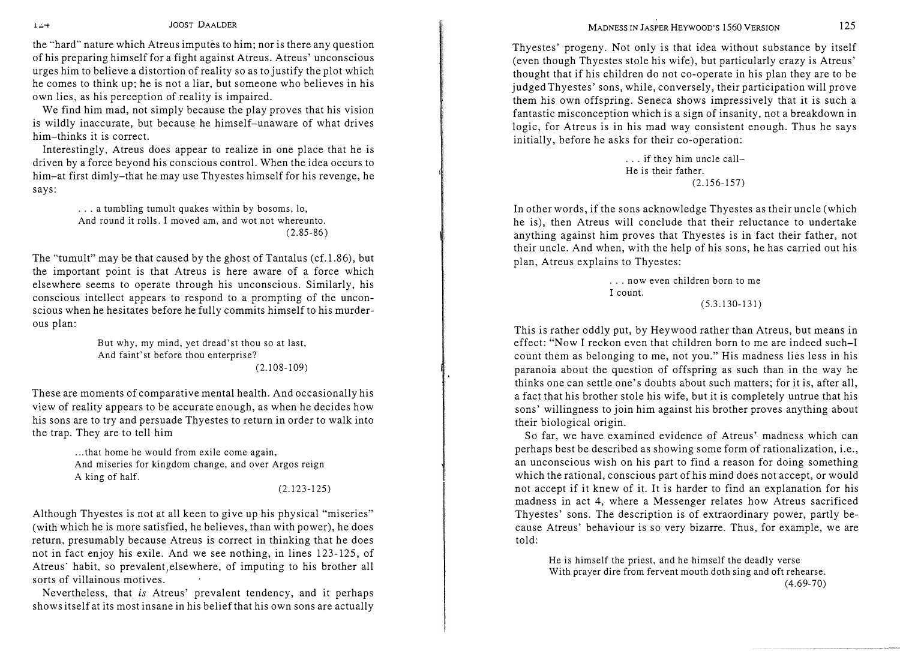the "hard" nature which Atreus imputes to him; nor is there any question of his preparing himself for a fight against Atreus. Atreus' unconscious urges him to believe a distortion of reality so as to justify the plot which he comes to think up; he is not a liar, but someone who believes in his own lies, as his perception of reality is impaired.

We find him mad, not simply because the play proves that his vision is wildly inaccurate, but because he himself–unaware of what drives him–thinks it is correct.

Interestingly, Atreus does appear to realize in one place that he is driven by a force beyond his conscious control. When the idea occurs to him–at first dimly–that he may use Thyestes himself for his revenge, he says:

> . . . a tumbling tumult quakes within by bosoms, lo,
> And round it rolls. I moved am, and wot not whereunto.
> (2.85-86)

The "tumult" may be that caused by the ghost of Tantalus (cf.1.86), but the important point is that Atreus is here aware of a force which elsewhere seems to operate through his unconscious. Similarly, his conscious intellect appears to respond to a prompting of the unconscious when he hesitates before he fully commits himself to his murderous plan:

> But why, my mind, yet dread'st thou so at last,
> And faint'st before thou enterprise?
> (2.108-109)

These are moments of comparative mental health. And occasionally his view of reality appears to be accurate enough, as when he decides how his sons are to try and persuade Thyestes to return in order to walk into the trap. They are to tell him

> ...that home he would from exile come again,
> And miseries for kingdom change, and over Argos reign
> A king of half.
> (2.123-125)

Although Thyestes is not at all keen to give up his physical "miseries" (with which he is more satisfied, he believes, than with power), he does return, presumably because Atreus is correct in thinking that he does not in fact enjoy his exile. And we see nothing, in lines 123-125, of Atreus' habit, so prevalent elsewhere, of imputing to his brother all sorts of villainous motives.

Nevertheless, that *is* Atreus' prevalent tendency, and it perhaps shows itself at its most insane in his belief that his own sons are actually Thyestes' progeny. Not only is that idea without substance by itself (even though Thyestes stole his wife), but particularly crazy is Atreus' thought that if his children do not co-operate in his plan they are to be judged Thyestes' sons, while, conversely, their participation will prove them his own offspring. Seneca shows impressively that it is such a fantastic misconception which is a sign of insanity, not a breakdown in logic, for Atreus is in his mad way consistent enough. Thus he says initially, before he asks for their co-operation:

> . . . if they him uncle call–
> He is their father.
> (2.156-157)

In other words, if the sons acknowledge Thyestes as their uncle (which he is), then Atreus will conclude that their reluctance to undertake anything against him proves that Thyestes is in fact their father, not their uncle. And when, with the help of his sons, he has carried out his plan, Atreus explains to Thyestes:

> . . . now even children born to me
> I count.
> (5.3.130-131)

This is rather oddly put, by Heywood rather than Atreus, but means in effect: "Now I reckon even that children born to me are indeed such–I count them as belonging to me, not you." His madness lies less in his paranoia about the question of offspring as such than in the way he thinks one can settle one's doubts about such matters; for it is, after all, a fact that his brother stole his wife, but it is completely untrue that his sons' willingness to join him against his brother proves anything about their biological origin.

So far, we have examined evidence of Atreus' madness which can perhaps best be described as showing some form of rationalization, i.e., an unconscious wish on his part to find a reason for doing something which the rational, conscious part of his mind does not accept, or would not accept if it knew of it. It is harder to find an explanation for his madness in act 4, where a Messenger relates how Atreus sacrificed Thyestes' sons. The description is of extraordinary power, partly because Atreus' behaviour is so very bizarre. Thus, for example, we are told:

> He is himself the priest, and he himself the deadly verse
> With prayer dire from fervent mouth doth sing and oft rehearse.
> (4.69-70)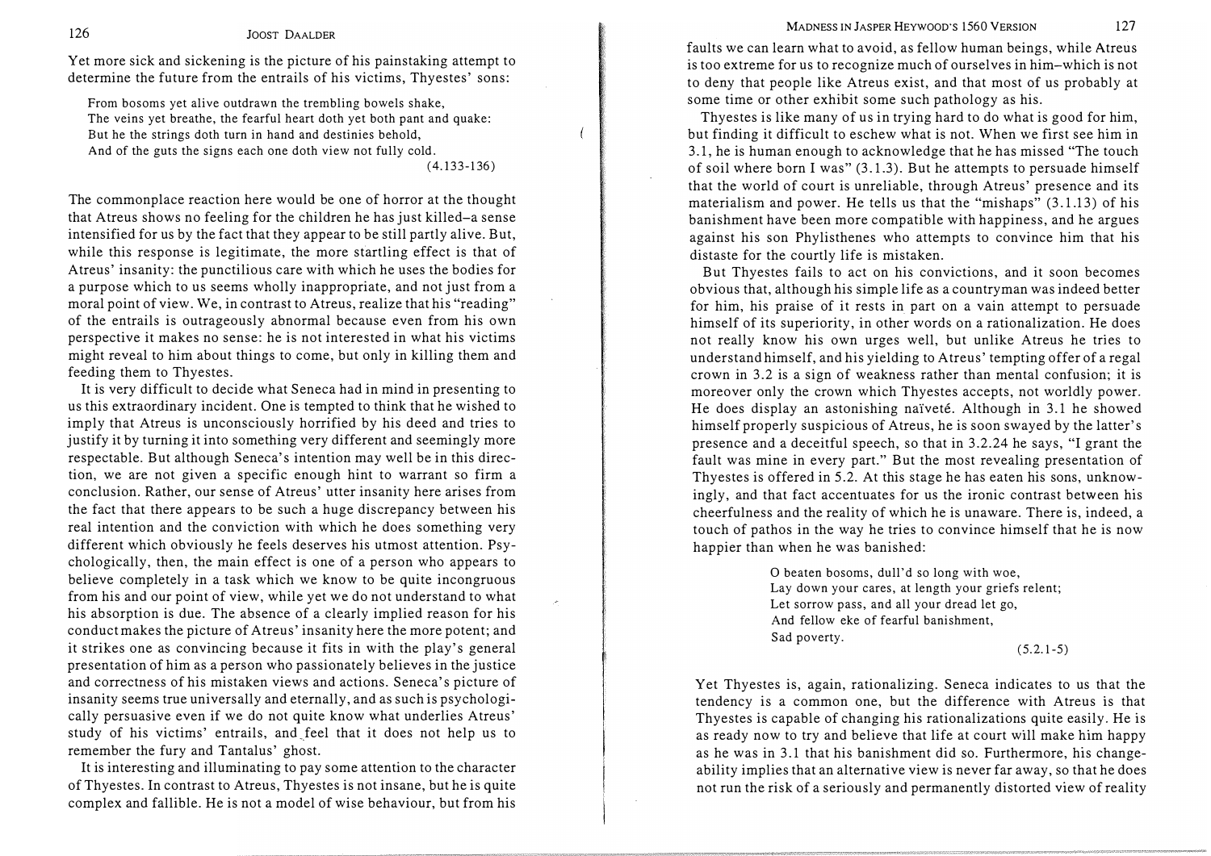Yet more sick and sickening is the picture of his painstaking attempt to determine the future from the entrails of his victims, Thyestes' sons:

> From bosoms yet alive outdrawn the trembling bowels shake,
> The veins yet breathe, the fearful heart doth yet both pant and quake:
> But he the strings doth turn in hand and destinies behold,
> And of the guts the signs each one doth view not fully cold.
>
> (4.133-136)

The commonplace reaction here would be one of horror at the thought that Atreus shows no feeling for the children he has just killed–a sense intensified for us by the fact that they appear to be still partly alive. But, while this response is legitimate, the more startling effect is that of Atreus' insanity: the punctilious care with which he uses the bodies for a purpose which to us seems wholly inappropriate, and not just from a moral point of view. We, in contrast to Atreus, realize that his "reading" of the entrails is outrageously abnormal because even from his own perspective it makes no sense: he is not interested in what his victims might reveal to him about things to come, but only in killing them and feeding them to Thyestes.

It is very difficult to decide what Seneca had in mind in presenting to us this extraordinary incident. One is tempted to think that he wished to imply that Atreus is unconsciously horrified by his deed and tries to justify it by turning it into something very different and seemingly more respectable. But although Seneca's intention may well be in this direction, we are not given a specific enough hint to warrant so firm a conclusion. Rather, our sense of Atreus' utter insanity here arises from the fact that there appears to be such a huge discrepancy between his real intention and the conviction with which he does something very different which obviously he feels deserves his utmost attention. Psychologically, then, the main effect is one of a person who appears to believe completely in a task which we know to be quite incongruous from his and our point of view, while yet we do not understand to what his absorption is due. The absence of a clearly implied reason for his conduct makes the picture of Atreus' insanity here the more potent; and it strikes one as convincing because it fits in with the play's general presentation of him as a person who passionately believes in the justice and correctness of his mistaken views and actions. Seneca's picture of insanity seems true universally and eternally, and as such is psychologically persuasive even if we do not quite know what underlies Atreus' study of his victims' entrails, and feel that it does not help us to remember the fury and Tantalus' ghost.

It is interesting and illuminating to pay some attention to the character of Thyestes. In contrast to Atreus, Thyestes is not insane, but he is quite complex and fallible. He is not a model of wise behaviour, but from his faults we can learn what to avoid, as fellow human beings, while Atreus is too extreme for us to recognize much of ourselves in him–which is not to deny that people like Atreus exist, and that most of us probably at some time or other exhibit some such pathology as his.

Thyestes is like many of us in trying hard to do what is good for him, but finding it difficult to eschew what is not. When we first see him in 3.1, he is human enough to acknowledge that he has missed "The touch of soil where born I was" (3.1.3). But he attempts to persuade himself that the world of court is unreliable, through Atreus' presence and its materialism and power. He tells us that the "mishaps" (3.1.13) of his banishment have been more compatible with happiness, and he argues against his son Phylisthenes who attempts to convince him that his distaste for the courtly life is mistaken.

But Thyestes fails to act on his convictions, and it soon becomes obvious that, although his simple life as a countryman was indeed better for him, his praise of it rests in part on a vain attempt to persuade himself of its superiority, in other words on a rationalization. He does not really know his own urges well, but unlike Atreus he tries to understand himself, and his yielding to Atreus' tempting offer of a regal crown in 3.2 is a sign of weakness rather than mental confusion; it is moreover only the crown which Thyestes accepts, not worldly power. He does display an astonishing naïveté. Although in 3.1 he showed himself properly suspicious of Atreus, he is soon swayed by the latter's presence and a deceitful speech, so that in 3.2.24 he says, "I grant the fault was mine in every part." But the most revealing presentation of Thyestes is offered in 5.2. At this stage he has eaten his sons, unknowingly, and that fact accentuates for us the ironic contrast between his cheerfulness and the reality of which he is unaware. There is, indeed, a touch of pathos in the way he tries to convince himself that he is now happier than when he was banished:

> O beaten bosoms, dull'd so long with woe,
> Lay down your cares, at length your griefs relent;
> Let sorrow pass, and all your dread let go,
> And fellow eke of fearful banishment,
> Sad poverty.
>
> (5.2.1-5)

Yet Thyestes is, again, rationalizing. Seneca indicates to us that the tendency is a common one, but the difference with Atreus is that Thyestes is capable of changing his rationalizations quite easily. He is as ready now to try and believe that life at court will make him happy as he was in 3.1 that his banishment did so. Furthermore, his changeability implies that an alternative view is never far away, so that he does not run the risk of a seriously and permanently distorted view of reality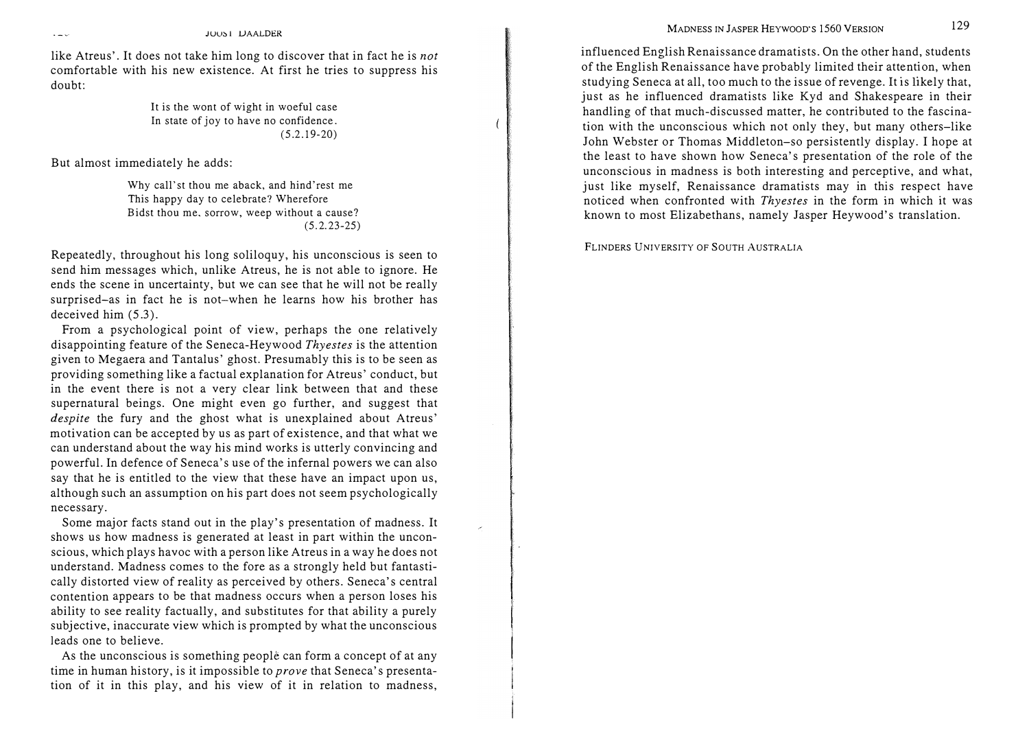like Atreus'. It does not take him long to discover that in fact he is *not* comfortable with his new existence. At first he tries to suppress his doubt:

> It is the wont of wight in woeful case
> In state of joy to have no confidence.
> (5.2.19-20)

But almost immediately he adds:

> Why call'st thou me aback, and hind'rest me
> This happy day to celebrate? Wherefore
> Bidst thou me, sorrow, weep without a cause?
> (5.2.23-25)

Repeatedly, throughout his long soliloquy, his unconscious is seen to send him messages which, unlike Atreus, he is not able to ignore. He ends the scene in uncertainty, but we can see that he will not be really surprised–as in fact he is not–when he learns how his brother has deceived him (5.3).

From a psychological point of view, perhaps the one relatively disappointing feature of the Seneca-Heywood *Thyestes* is the attention given to Megaera and Tantalus' ghost. Presumably this is to be seen as providing something like a factual explanation for Atreus' conduct, but in the event there is not a very clear link between that and these supernatural beings. One might even go further, and suggest that *despite* the fury and the ghost what is unexplained about Atreus' motivation can be accepted by us as part of existence, and that what we can understand about the way his mind works is utterly convincing and powerful. In defence of Seneca's use of the infernal powers we can also say that he is entitled to the view that these have an impact upon us, although such an assumption on his part does not seem psychologically necessary.

Some major facts stand out in the play's presentation of madness. It shows us how madness is generated at least in part within the unconscious, which plays havoc with a person like Atreus in a way he does not understand. Madness comes to the fore as a strongly held but fantastically distorted view of reality as perceived by others. Seneca's central contention appears to be that madness occurs when a person loses his ability to see reality factually, and substitutes for that ability a purely subjective, inaccurate view which is prompted by what the unconscious leads one to believe.

As the unconscious is something people can form a concept of at any time in human history, is it impossible to *prove* that Seneca's presentation of it in this play, and his view of it in relation to madness, influenced English Renaissance dramatists. On the other hand, students of the English Renaissance have probably limited their attention, when studying Seneca at all, too much to the issue of revenge. It is likely that, just as he influenced dramatists like Kyd and Shakespeare in their handling of that much-discussed matter, he contributed to the fascination with the unconscious which not only they, but many others–like John Webster or Thomas Middleton–so persistently display. I hope at the least to have shown how Seneca's presentation of the role of the unconscious in madness is both interesting and perceptive, and what, just like myself, Renaissance dramatists may in this respect have noticed when confronted with *Thyestes* in the form in which it was known to most Elizabethans, namely Jasper Heywood's translation.

FLINDERS UNIVERSITY OF SOUTH AUSTRALIA